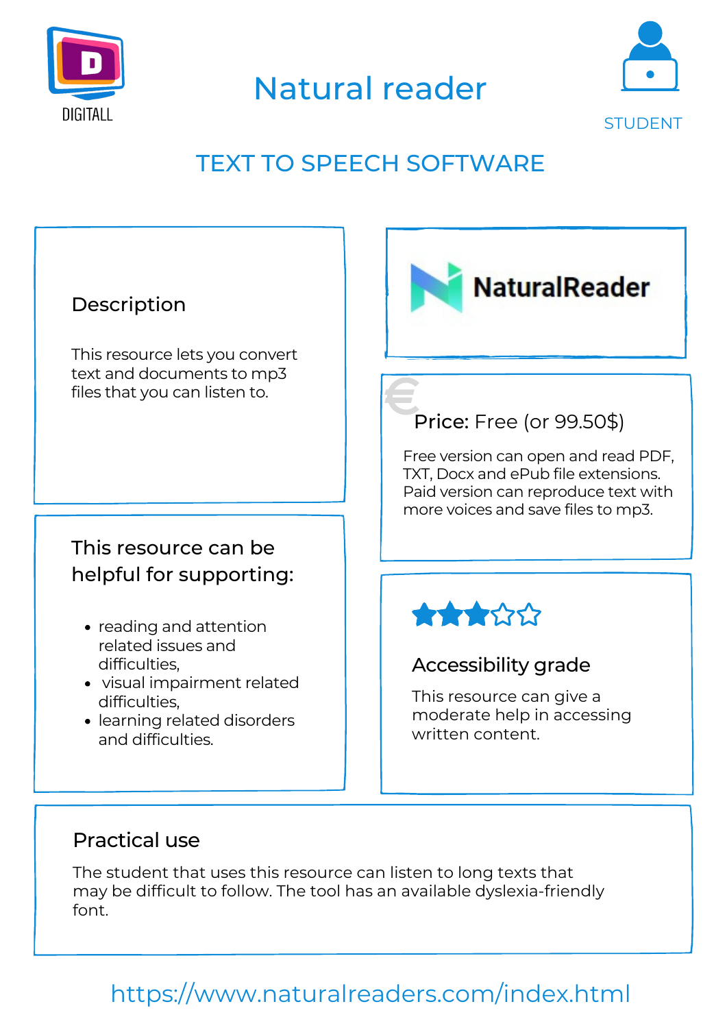DIGITALL

# Natural reader

STUDENT

## TEXT TO SPEECH SOFTWARE

### Description

This resource lets you convert text and documents to mp3 files that you can listen to.

NaturalReader

**Price:** Free (or 99.50$)

Free version can open and read PDF, TXT, Docx and ePub file extensions. Paid version can reproduce text with more voices and save files to mp3.

### This resource can be helpful for supporting:

- reading and attention related issues and difficulties,
- visual impairment related difficulties,
- learning related disorders and difficulties.

★★★☆☆

### Accessibility grade

This resource can give a moderate help in accessing written content.

### Practical use

The student that uses this resource can listen to long texts that may be difficult to follow. The tool has an available dyslexia-friendly font.

https://www.naturalreaders.com/index.html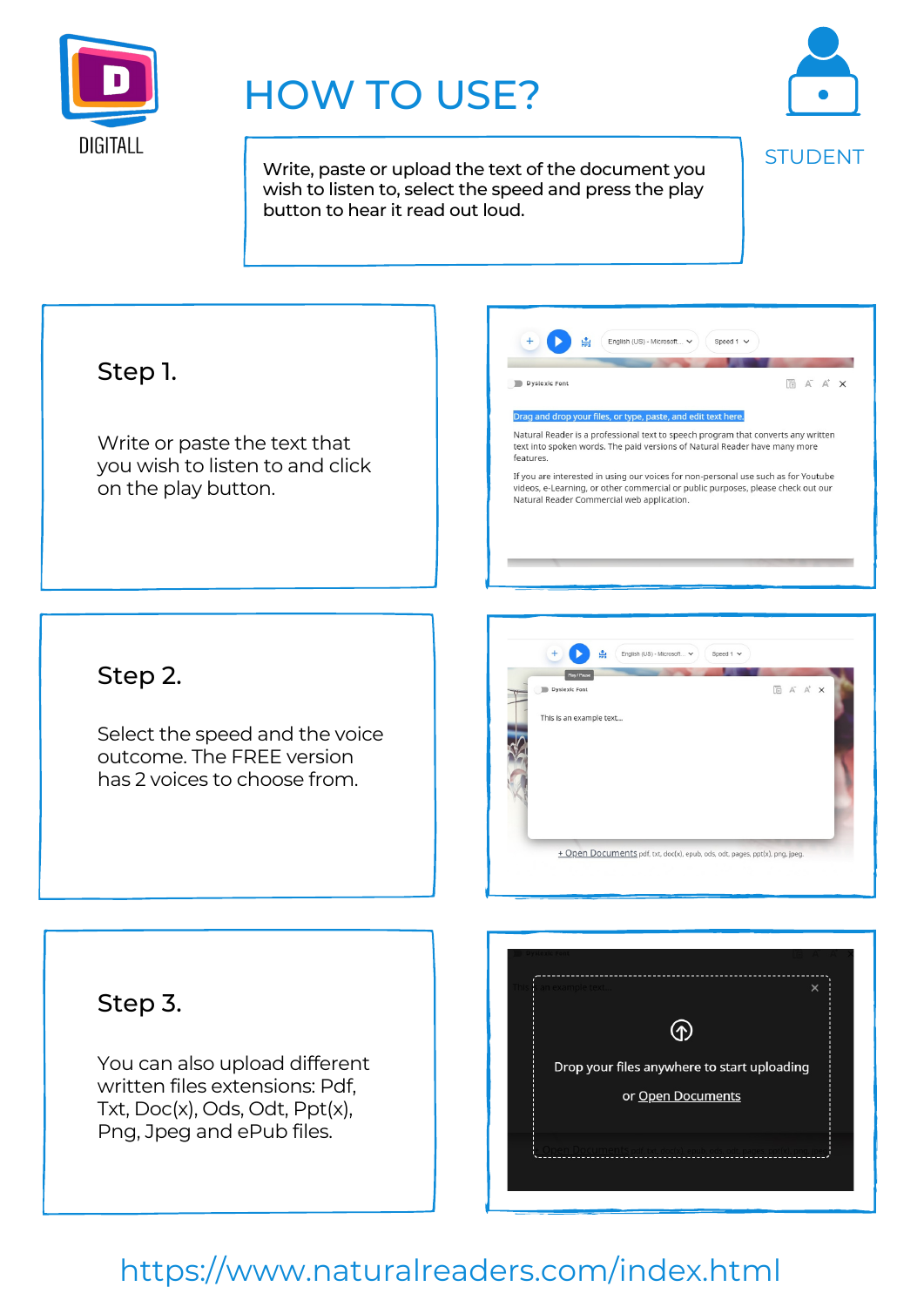DIGITALL

# HOW TO USE?

STUDENT

Write, paste or upload the text of the document you wish to listen to, select the speed and press the play button to hear it read out loud.

## Step 1.

Write or paste the text that you wish to listen to and click on the play button.

## Step 2.

Select the speed and the voice outcome. The FREE version has 2 voices to choose from.

## Step 3.

You can also upload different written files extensions: Pdf, Txt, Doc(x), Ods, Odt, Ppt(x), Png, Jpeg and ePub files.

https://www.naturalreaders.com/index.html